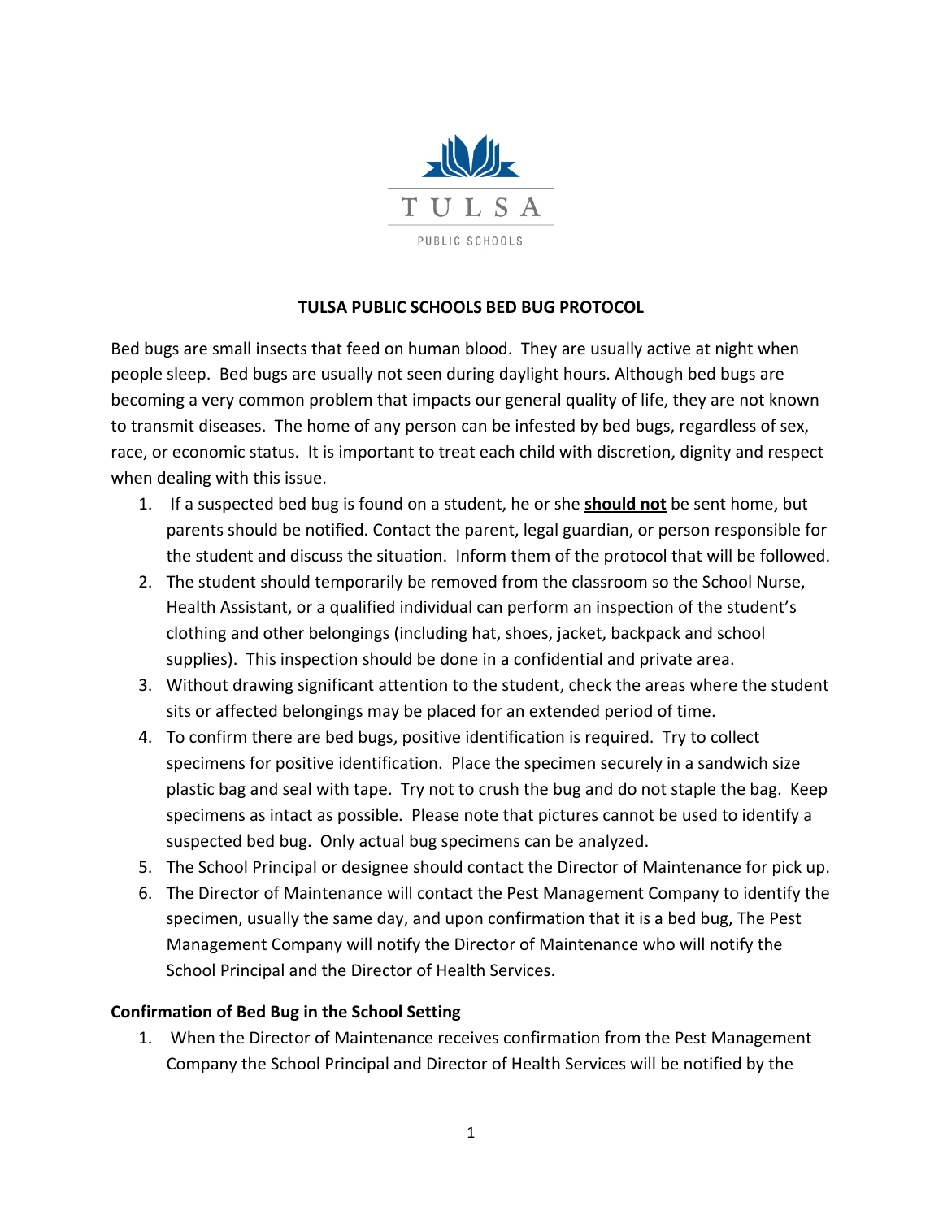TULSA

PUBLIC SCHOOLS

# TULSA PUBLIC SCHOOLS BED BUG PROTOCOL

Bed bugs are small insects that feed on human blood. They are usually active at night when people sleep. Bed bugs are usually not seen during daylight hours. Although bed bugs are becoming a very common problem that impacts our general quality of life, they are not known to transmit diseases. The home of any person can be infested by bed bugs, regardless of sex, race, or economic status. It is important to treat each child with discretion, dignity and respect when dealing with this issue.

1. If a suspected bed bug is found on a student, he or she <u>**should not**</u> be sent home, but parents should be notified. Contact the parent, legal guardian, or person responsible for the student and discuss the situation. Inform them of the protocol that will be followed.
2. The student should temporarily be removed from the classroom so the School Nurse, Health Assistant, or a qualified individual can perform an inspection of the student's clothing and other belongings (including hat, shoes, jacket, backpack and school supplies). This inspection should be done in a confidential and private area.
3. Without drawing significant attention to the student, check the areas where the student sits or affected belongings may be placed for an extended period of time.
4. To confirm there are bed bugs, positive identification is required. Try to collect specimens for positive identification. Place the specimen securely in a sandwich size plastic bag and seal with tape. Try not to crush the bug and do not staple the bag. Keep specimens as intact as possible. Please note that pictures cannot be used to identify a suspected bed bug. Only actual bug specimens can be analyzed.
5. The School Principal or designee should contact the Director of Maintenance for pick up.
6. The Director of Maintenance will contact the Pest Management Company to identify the specimen, usually the same day, and upon confirmation that it is a bed bug, The Pest Management Company will notify the Director of Maintenance who will notify the School Principal and the Director of Health Services.

### Confirmation of Bed Bug in the School Setting

1. When the Director of Maintenance receives confirmation from the Pest Management Company the School Principal and Director of Health Services will be notified by the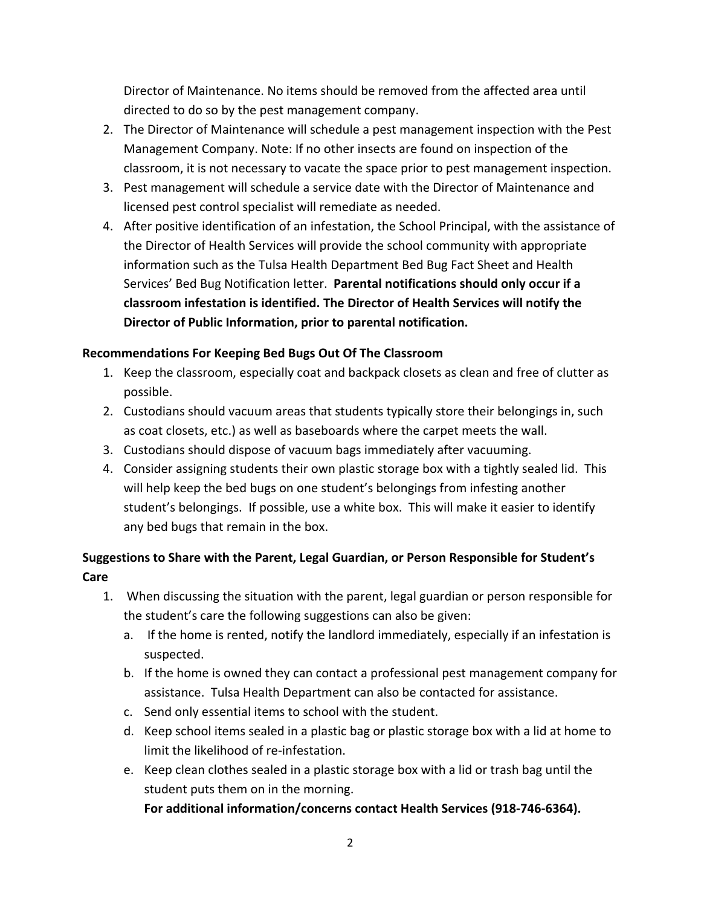Director of Maintenance. No items should be removed from the affected area until directed to do so by the pest management company.

2. The Director of Maintenance will schedule a pest management inspection with the Pest Management Company. Note: If no other insects are found on inspection of the classroom, it is not necessary to vacate the space prior to pest management inspection.
3. Pest management will schedule a service date with the Director of Maintenance and licensed pest control specialist will remediate as needed.
4. After positive identification of an infestation, the School Principal, with the assistance of the Director of Health Services will provide the school community with appropriate information such as the Tulsa Health Department Bed Bug Fact Sheet and Health Services' Bed Bug Notification letter. **Parental notifications should only occur if a classroom infestation is identified. The Director of Health Services will notify the Director of Public Information, prior to parental notification.**

**Recommendations For Keeping Bed Bugs Out Of The Classroom**

1. Keep the classroom, especially coat and backpack closets as clean and free of clutter as possible.
2. Custodians should vacuum areas that students typically store their belongings in, such as coat closets, etc.) as well as baseboards where the carpet meets the wall.
3. Custodians should dispose of vacuum bags immediately after vacuuming.
4. Consider assigning students their own plastic storage box with a tightly sealed lid. This will help keep the bed bugs on one student's belongings from infesting another student's belongings. If possible, use a white box. This will make it easier to identify any bed bugs that remain in the box.

**Suggestions to Share with the Parent, Legal Guardian, or Person Responsible for Student's Care**

1. When discussing the situation with the parent, legal guardian or person responsible for the student's care the following suggestions can also be given:
   a. If the home is rented, notify the landlord immediately, especially if an infestation is suspected.
   b. If the home is owned they can contact a professional pest management company for assistance. Tulsa Health Department can also be contacted for assistance.
   c. Send only essential items to school with the student.
   d. Keep school items sealed in a plastic bag or plastic storage box with a lid at home to limit the likelihood of re-infestation.
   e. Keep clean clothes sealed in a plastic storage box with a lid or trash bag until the student puts them on in the morning.

   **For additional information/concerns contact Health Services (918-746-6364).**